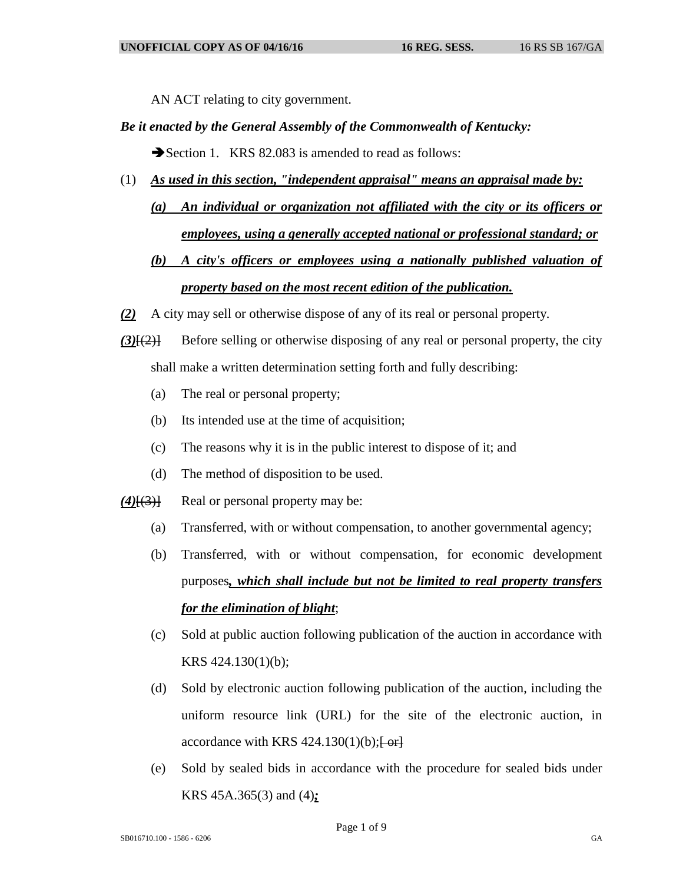AN ACT relating to city government.

***Be it enacted by the General Assembly of the Commonwealth of Kentucky:***

➔Section 1. KRS 82.083 is amended to read as follows:

(1) ***As used in this section, "independent appraisal" means an appraisal made by:***

(a) ***An individual or organization not affiliated with the city or its officers or employees, using a generally accepted national or professional standard; or***

(b) ***A city's officers or employees using a nationally published valuation of property based on the most recent edition of the publication.***

***(2)*** A city may sell or otherwise dispose of any of its real or personal property.

***(3)***~~[(2)]~~ Before selling or otherwise disposing of any real or personal property, the city shall make a written determination setting forth and fully describing:

(a) The real or personal property;

(b) Its intended use at the time of acquisition;

(c) The reasons why it is in the public interest to dispose of it; and

(d) The method of disposition to be used.

***(4)***~~[(3)]~~ Real or personal property may be:

(a) Transferred, with or without compensation, to another governmental agency;

(b) Transferred, with or without compensation, for economic development purposes***, which shall include but not be limited to real property transfers for the elimination of blight***;

(c) Sold at public auction following publication of the auction in accordance with KRS 424.130(1)(b);

(d) Sold by electronic auction following publication of the auction, including the uniform resource link (URL) for the site of the electronic auction, in accordance with KRS 424.130(1)(b);~~[ or]~~

(e) Sold by sealed bids in accordance with the procedure for sealed bids under KRS 45A.365(3) and (4)***;***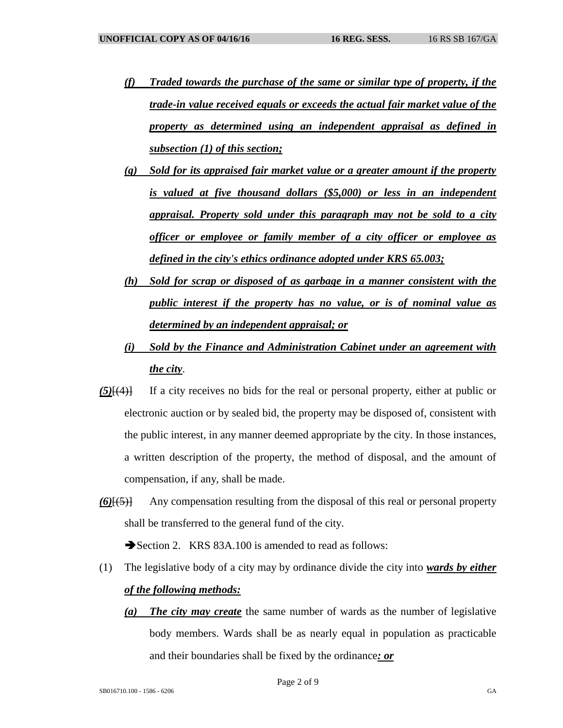*(f)* ***Traded towards the purchase of the same or similar type of property, if the trade-in value received equals or exceeds the actual fair market value of the property as determined using an independent appraisal as defined in subsection (1) of this section;***

*(g)* ***Sold for its appraised fair market value or a greater amount if the property is valued at five thousand dollars ($5,000) or less in an independent appraisal. Property sold under this paragraph may not be sold to a city officer or employee or family member of a city officer or employee as defined in the city's ethics ordinance adopted under KRS 65.003;***

*(h)* ***Sold for scrap or disposed of as garbage in a manner consistent with the public interest if the property has no value, or is of nominal value as determined by an independent appraisal; or***

*(i)* ***Sold by the Finance and Administration Cabinet under an agreement with the city***.

***(5)***[(4)] If a city receives no bids for the real or personal property, either at public or electronic auction or by sealed bid, the property may be disposed of, consistent with the public interest, in any manner deemed appropriate by the city. In those instances, a written description of the property, the method of disposal, and the amount of compensation, if any, shall be made.

***(6)***[(5)] Any compensation resulting from the disposal of this real or personal property shall be transferred to the general fund of the city.

➔Section 2. KRS 83A.100 is amended to read as follows:

(1) The legislative body of a city may by ordinance divide the city into ***wards by either of the following methods:***

*(a)* ***The city may create*** the same number of wards as the number of legislative body members. Wards shall be as nearly equal in population as practicable and their boundaries shall be fixed by the ordinance***: or***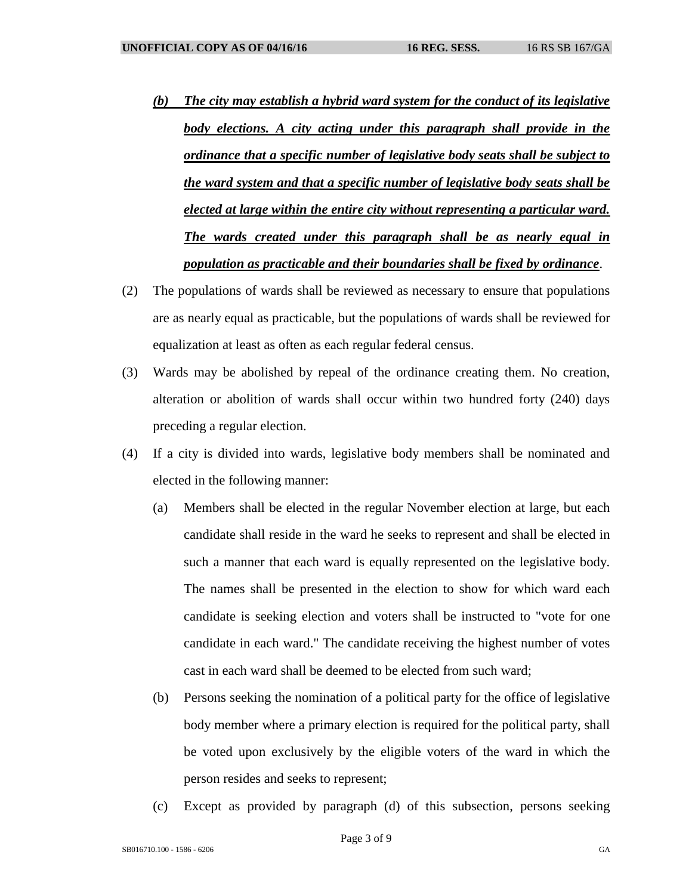*<u>(b) The city may establish a hybrid ward system for the conduct of its legislative body elections. A city acting under this paragraph shall provide in the ordinance that a specific number of legislative body seats shall be subject to the ward system and that a specific number of legislative body seats shall be elected at large within the entire city without representing a particular ward. The wards created under this paragraph shall be as nearly equal in population as practicable and their boundaries shall be fixed by ordinance</u>*.

(2) The populations of wards shall be reviewed as necessary to ensure that populations are as nearly equal as practicable, but the populations of wards shall be reviewed for equalization at least as often as each regular federal census.

(3) Wards may be abolished by repeal of the ordinance creating them. No creation, alteration or abolition of wards shall occur within two hundred forty (240) days preceding a regular election.

(4) If a city is divided into wards, legislative body members shall be nominated and elected in the following manner:

(a) Members shall be elected in the regular November election at large, but each candidate shall reside in the ward he seeks to represent and shall be elected in such a manner that each ward is equally represented on the legislative body. The names shall be presented in the election to show for which ward each candidate is seeking election and voters shall be instructed to "vote for one candidate in each ward." The candidate receiving the highest number of votes cast in each ward shall be deemed to be elected from such ward;

(b) Persons seeking the nomination of a political party for the office of legislative body member where a primary election is required for the political party, shall be voted upon exclusively by the eligible voters of the ward in which the person resides and seeks to represent;

(c) Except as provided by paragraph (d) of this subsection, persons seeking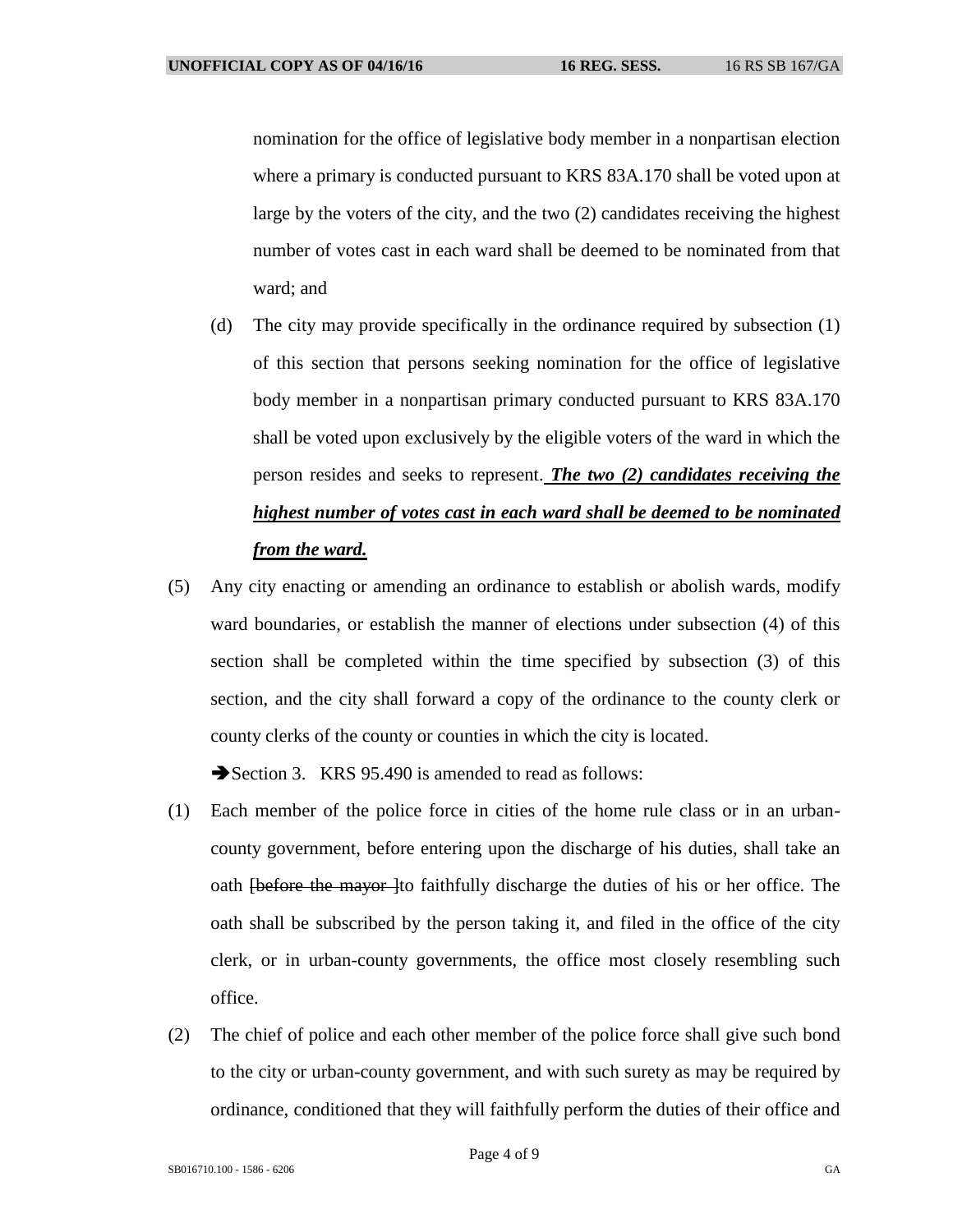nomination for the office of legislative body member in a nonpartisan election where a primary is conducted pursuant to KRS 83A.170 shall be voted upon at large by the voters of the city, and the two (2) candidates receiving the highest number of votes cast in each ward shall be deemed to be nominated from that ward; and

(d) The city may provide specifically in the ordinance required by subsection (1) of this section that persons seeking nomination for the office of legislative body member in a nonpartisan primary conducted pursuant to KRS 83A.170 shall be voted upon exclusively by the eligible voters of the ward in which the person resides and seeks to represent. ***The two (2) candidates receiving the highest number of votes cast in each ward shall be deemed to be nominated from the ward.***

(5) Any city enacting or amending an ordinance to establish or abolish wards, modify ward boundaries, or establish the manner of elections under subsection (4) of this section shall be completed within the time specified by subsection (3) of this section, and the city shall forward a copy of the ordinance to the county clerk or county clerks of the county or counties in which the city is located.

➔Section 3. KRS 95.490 is amended to read as follows:

(1) Each member of the police force in cities of the home rule class or in an urban-county government, before entering upon the discharge of his duties, shall take an oath ~~[before the mayor ]~~to faithfully discharge the duties of his or her office. The oath shall be subscribed by the person taking it, and filed in the office of the city clerk, or in urban-county governments, the office most closely resembling such office.

(2) The chief of police and each other member of the police force shall give such bond to the city or urban-county government, and with such surety as may be required by ordinance, conditioned that they will faithfully perform the duties of their office and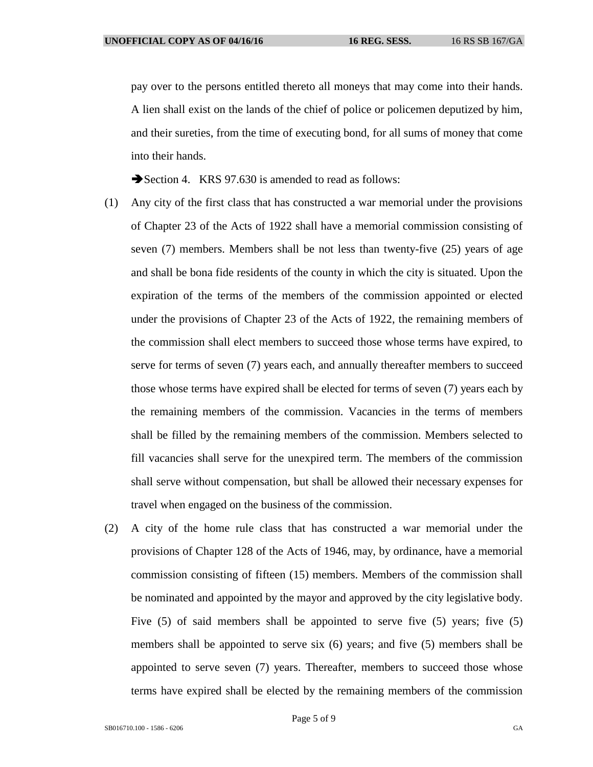pay over to the persons entitled thereto all moneys that may come into their hands. A lien shall exist on the lands of the chief of police or policemen deputized by him, and their sureties, from the time of executing bond, for all sums of money that come into their hands.

➔Section 4. KRS 97.630 is amended to read as follows:

(1) Any city of the first class that has constructed a war memorial under the provisions of Chapter 23 of the Acts of 1922 shall have a memorial commission consisting of seven (7) members. Members shall be not less than twenty-five (25) years of age and shall be bona fide residents of the county in which the city is situated. Upon the expiration of the terms of the members of the commission appointed or elected under the provisions of Chapter 23 of the Acts of 1922, the remaining members of the commission shall elect members to succeed those whose terms have expired, to serve for terms of seven (7) years each, and annually thereafter members to succeed those whose terms have expired shall be elected for terms of seven (7) years each by the remaining members of the commission. Vacancies in the terms of members shall be filled by the remaining members of the commission. Members selected to fill vacancies shall serve for the unexpired term. The members of the commission shall serve without compensation, but shall be allowed their necessary expenses for travel when engaged on the business of the commission.

(2) A city of the home rule class that has constructed a war memorial under the provisions of Chapter 128 of the Acts of 1946, may, by ordinance, have a memorial commission consisting of fifteen (15) members. Members of the commission shall be nominated and appointed by the mayor and approved by the city legislative body. Five (5) of said members shall be appointed to serve five (5) years; five (5) members shall be appointed to serve six (6) years; and five (5) members shall be appointed to serve seven (7) years. Thereafter, members to succeed those whose terms have expired shall be elected by the remaining members of the commission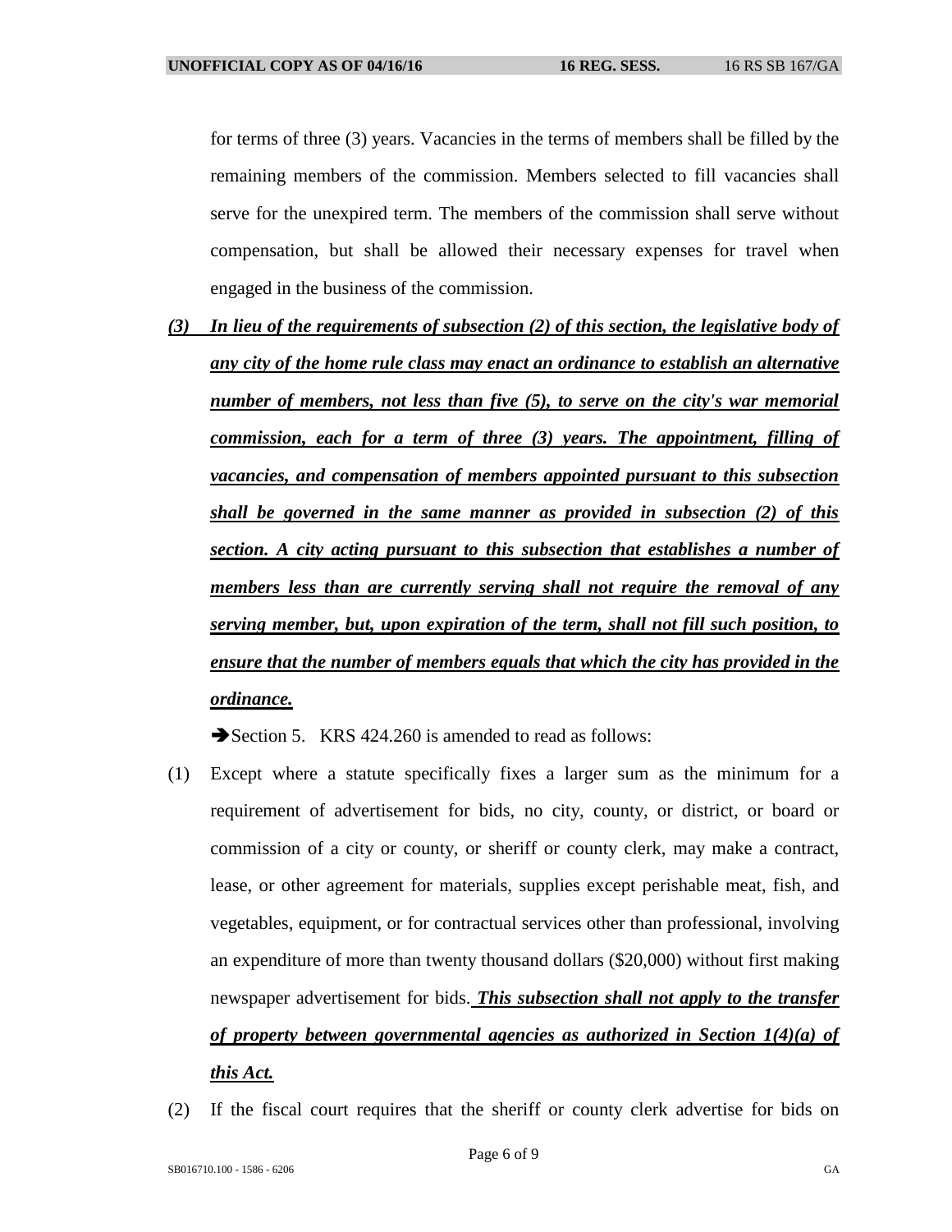for terms of three (3) years. Vacancies in the terms of members shall be filled by the remaining members of the commission. Members selected to fill vacancies shall serve for the unexpired term. The members of the commission shall serve without compensation, but shall be allowed their necessary expenses for travel when engaged in the business of the commission.

***(3) In lieu of the requirements of subsection (2) of this section, the legislative body of any city of the home rule class may enact an ordinance to establish an alternative number of members, not less than five (5), to serve on the city's war memorial commission, each for a term of three (3) years. The appointment, filling of vacancies, and compensation of members appointed pursuant to this subsection shall be governed in the same manner as provided in subsection (2) of this section. A city acting pursuant to this subsection that establishes a number of members less than are currently serving shall not require the removal of any serving member, but, upon expiration of the term, shall not fill such position, to ensure that the number of members equals that which the city has provided in the ordinance.***

➔Section 5. KRS 424.260 is amended to read as follows:

(1) Except where a statute specifically fixes a larger sum as the minimum for a requirement of advertisement for bids, no city, county, or district, or board or commission of a city or county, or sheriff or county clerk, may make a contract, lease, or other agreement for materials, supplies except perishable meat, fish, and vegetables, equipment, or for contractual services other than professional, involving an expenditure of more than twenty thousand dollars ($20,000) without first making newspaper advertisement for bids. ***This subsection shall not apply to the transfer of property between governmental agencies as authorized in Section 1(4)(a) of this Act.***

(2) If the fiscal court requires that the sheriff or county clerk advertise for bids on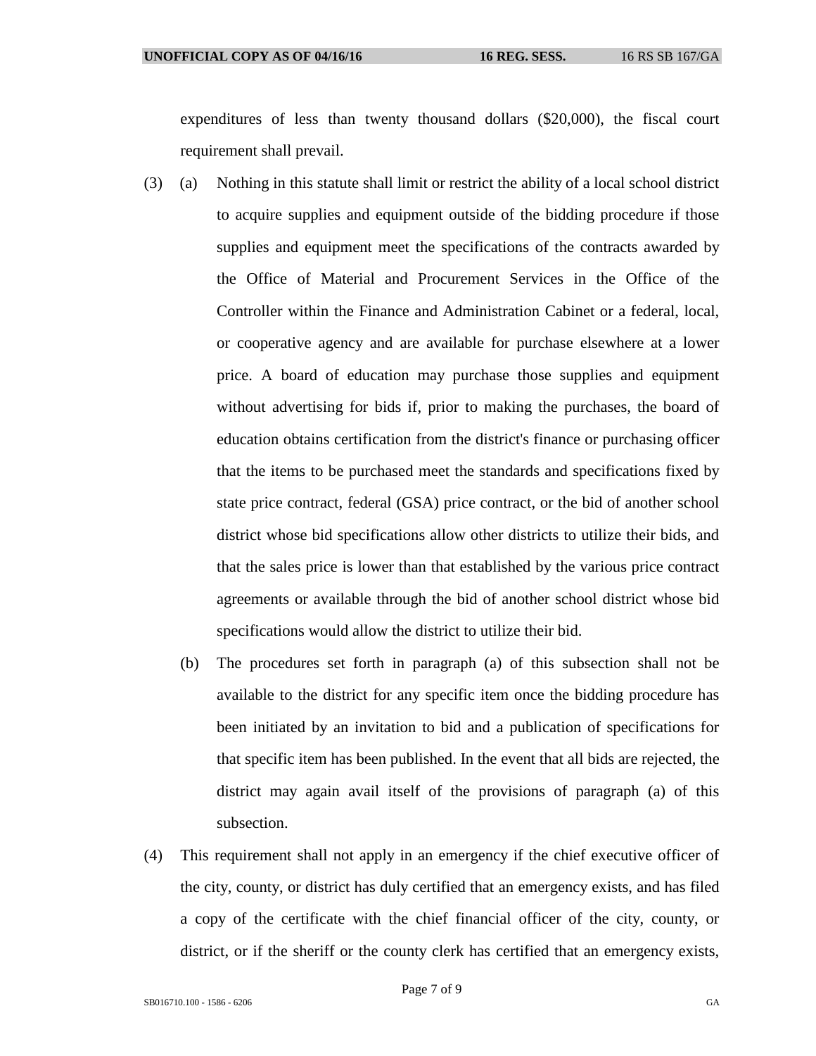expenditures of less than twenty thousand dollars ($20,000), the fiscal court requirement shall prevail.

(3) (a) Nothing in this statute shall limit or restrict the ability of a local school district to acquire supplies and equipment outside of the bidding procedure if those supplies and equipment meet the specifications of the contracts awarded by the Office of Material and Procurement Services in the Office of the Controller within the Finance and Administration Cabinet or a federal, local, or cooperative agency and are available for purchase elsewhere at a lower price. A board of education may purchase those supplies and equipment without advertising for bids if, prior to making the purchases, the board of education obtains certification from the district's finance or purchasing officer that the items to be purchased meet the standards and specifications fixed by state price contract, federal (GSA) price contract, or the bid of another school district whose bid specifications allow other districts to utilize their bids, and that the sales price is lower than that established by the various price contract agreements or available through the bid of another school district whose bid specifications would allow the district to utilize their bid.

(b) The procedures set forth in paragraph (a) of this subsection shall not be available to the district for any specific item once the bidding procedure has been initiated by an invitation to bid and a publication of specifications for that specific item has been published. In the event that all bids are rejected, the district may again avail itself of the provisions of paragraph (a) of this subsection.

(4) This requirement shall not apply in an emergency if the chief executive officer of the city, county, or district has duly certified that an emergency exists, and has filed a copy of the certificate with the chief financial officer of the city, county, or district, or if the sheriff or the county clerk has certified that an emergency exists,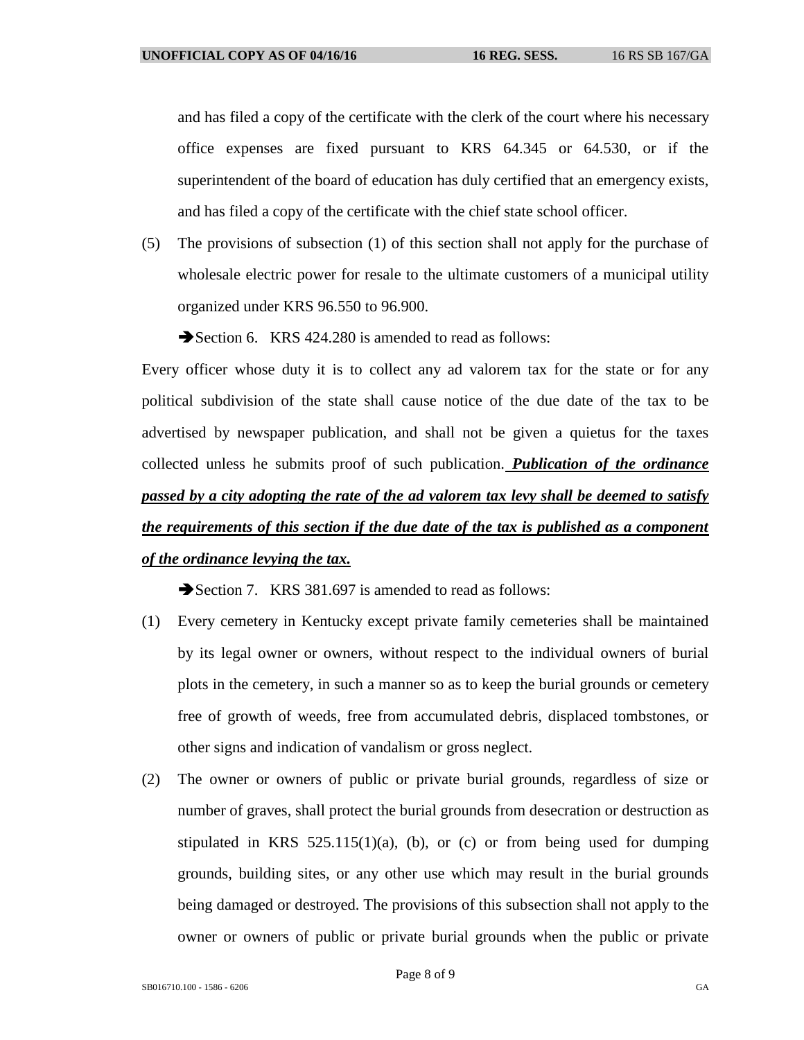and has filed a copy of the certificate with the clerk of the court where his necessary office expenses are fixed pursuant to KRS 64.345 or 64.530, or if the superintendent of the board of education has duly certified that an emergency exists, and has filed a copy of the certificate with the chief state school officer.

(5) The provisions of subsection (1) of this section shall not apply for the purchase of wholesale electric power for resale to the ultimate customers of a municipal utility organized under KRS 96.550 to 96.900.

➔Section 6. KRS 424.280 is amended to read as follows:

Every officer whose duty it is to collect any ad valorem tax for the state or for any political subdivision of the state shall cause notice of the due date of the tax to be advertised by newspaper publication, and shall not be given a quietus for the taxes collected unless he submits proof of such publication. ***<u>Publication of the ordinance passed by a city adopting the rate of the ad valorem tax levy shall be deemed to satisfy the requirements of this section if the due date of the tax is published as a component of the ordinance levying the tax.</u>***

➔Section 7. KRS 381.697 is amended to read as follows:

(1) Every cemetery in Kentucky except private family cemeteries shall be maintained by its legal owner or owners, without respect to the individual owners of burial plots in the cemetery, in such a manner so as to keep the burial grounds or cemetery free of growth of weeds, free from accumulated debris, displaced tombstones, or other signs and indication of vandalism or gross neglect.

(2) The owner or owners of public or private burial grounds, regardless of size or number of graves, shall protect the burial grounds from desecration or destruction as stipulated in KRS 525.115(1)(a), (b), or (c) or from being used for dumping grounds, building sites, or any other use which may result in the burial grounds being damaged or destroyed. The provisions of this subsection shall not apply to the owner or owners of public or private burial grounds when the public or private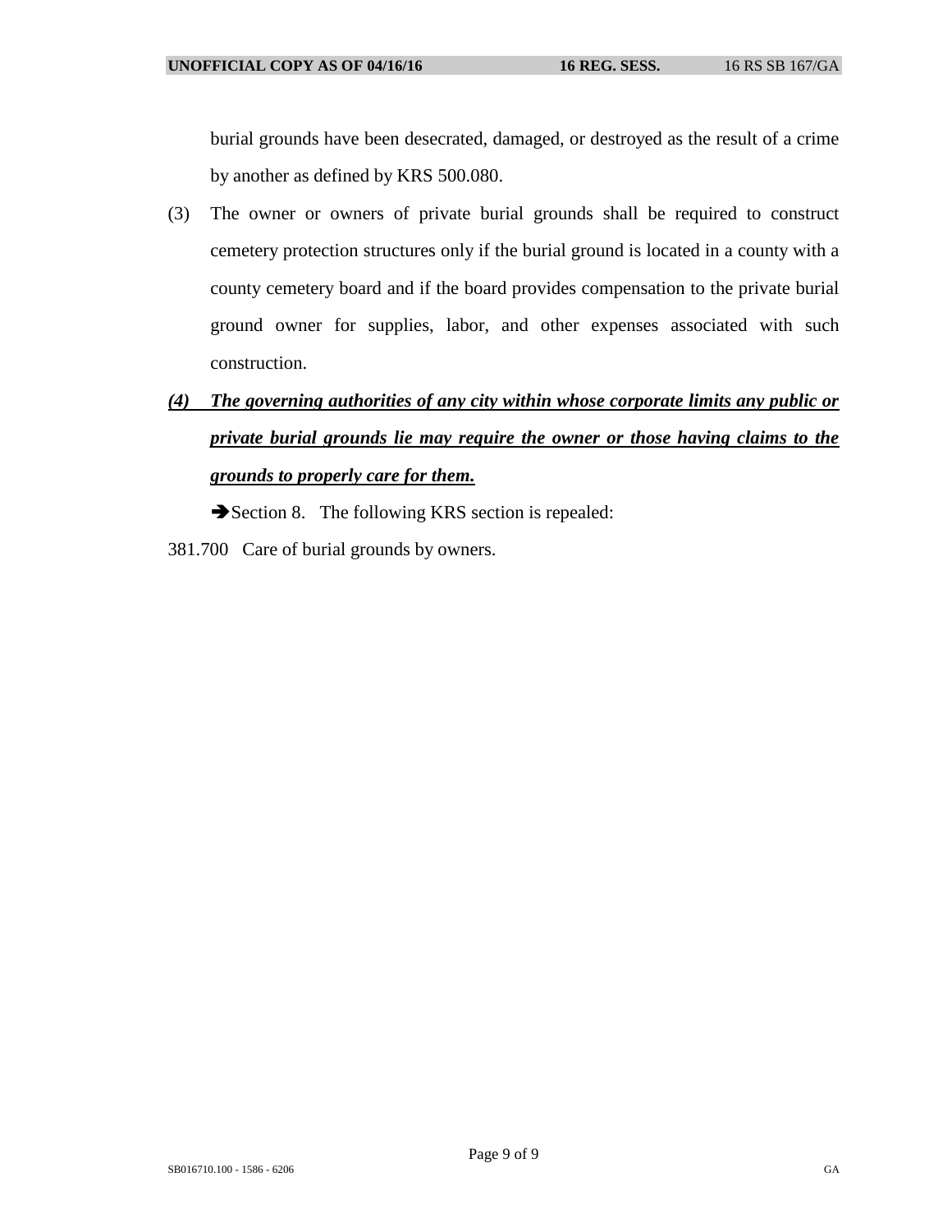burial grounds have been desecrated, damaged, or destroyed as the result of a crime by another as defined by KRS 500.080.

(3) The owner or owners of private burial grounds shall be required to construct cemetery protection structures only if the burial ground is located in a county with a county cemetery board and if the board provides compensation to the private burial ground owner for supplies, labor, and other expenses associated with such construction.

***(4) The governing authorities of any city within whose corporate limits any public or private burial grounds lie may require the owner or those having claims to the grounds to properly care for them.***

➔Section 8. The following KRS section is repealed:

381.700 Care of burial grounds by owners.